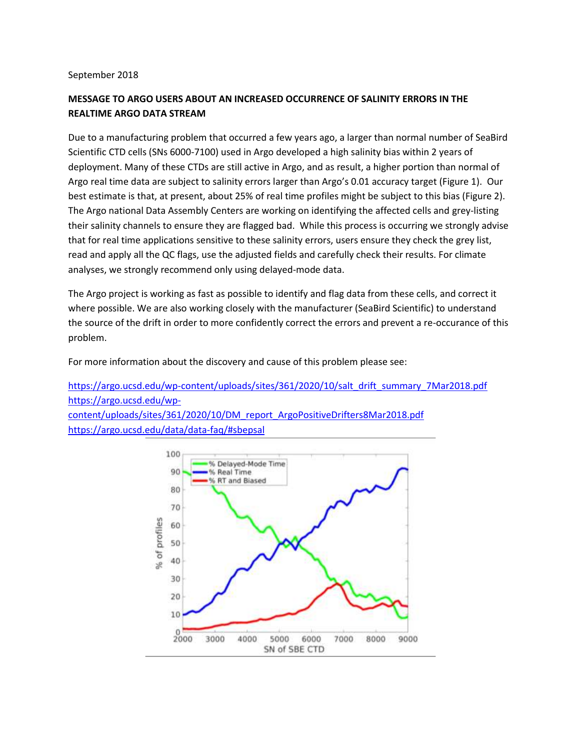September 2018

**MESSAGE TO ARGO USERS ABOUT AN INCREASED OCCURRENCE OF SALINITY ERRORS IN THE REALTIME ARGO DATA STREAM**

Due to a manufacturing problem that occurred a few years ago, a larger than normal number of SeaBird Scientific CTD cells (SNs 6000-7100) used in Argo developed a high salinity bias within 2 years of deployment. Many of these CTDs are still active in Argo, and as result, a higher portion than normal of Argo real time data are subject to salinity errors larger than Argo's 0.01 accuracy target (Figure 1). Our best estimate is that, at present, about 25% of real time profiles might be subject to this bias (Figure 2). The Argo national Data Assembly Centers are working on identifying the affected cells and grey-listing their salinity channels to ensure they are flagged bad. While this process is occurring we strongly advise that for real time applications sensitive to these salinity errors, users ensure they check the grey list, read and apply all the QC flags, use the adjusted fields and carefully check their results. For climate analyses, we strongly recommend only using delayed-mode data.

The Argo project is working as fast as possible to identify and flag data from these cells, and correct it where possible. We are also working closely with the manufacturer (SeaBird Scientific) to understand the source of the drift in order to more confidently correct the errors and prevent a re-occurance of this problem.

For more information about the discovery and cause of this problem please see:

https://argo.ucsd.edu/wp-content/uploads/sites/361/2020/10/salt_drift_summary_7Mar2018.pdf
https://argo.ucsd.edu/wp-content/uploads/sites/361/2020/10/DM_report_ArgoPositiveDrifters8Mar2018.pdf
https://argo.ucsd.edu/data/data-faq/#sbepsal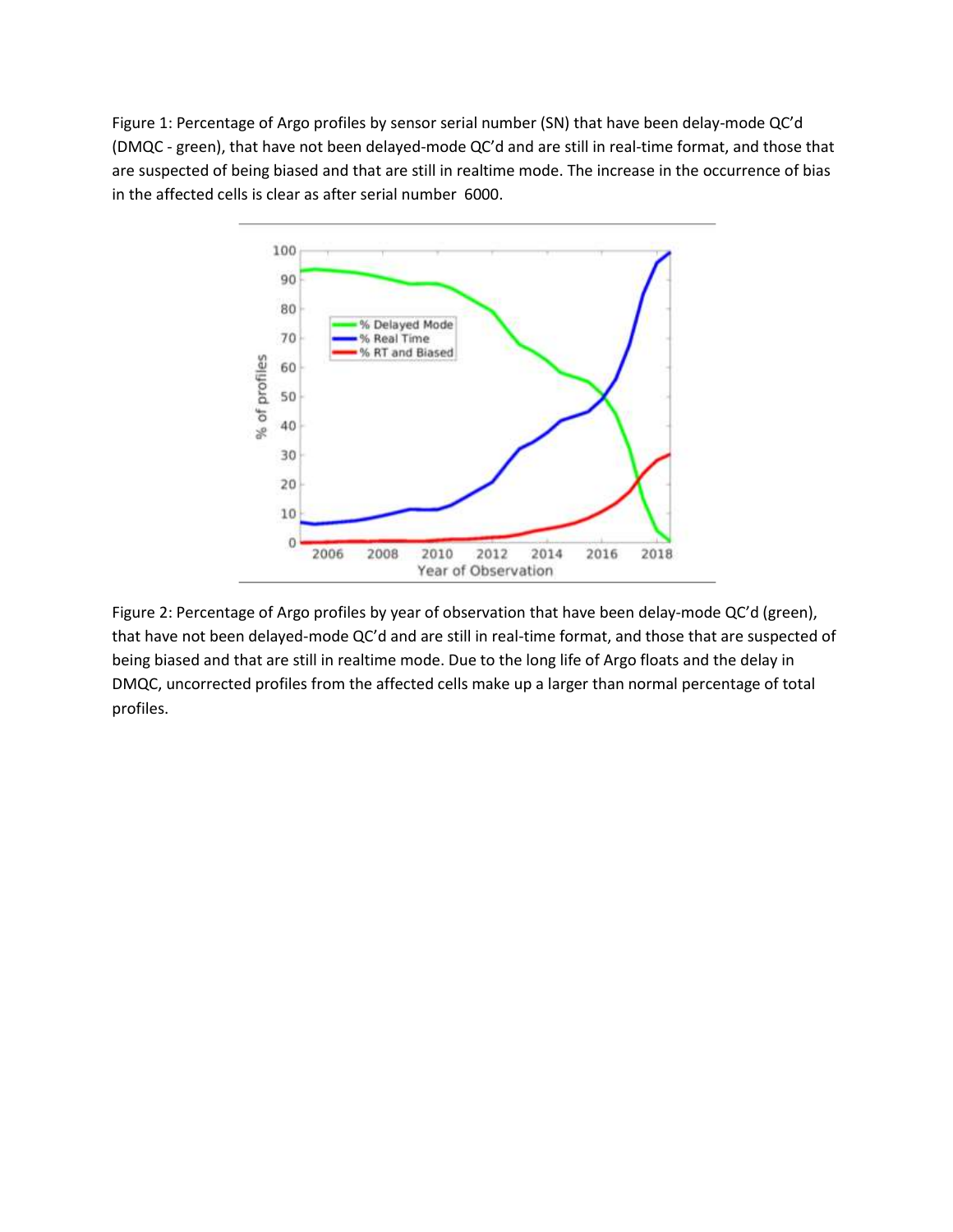Figure 1: Percentage of Argo profiles by sensor serial number (SN) that have been delay-mode QC'd (DMQC - green), that have not been delayed-mode QC'd and are still in real-time format, and those that are suspected of being biased and that are still in realtime mode. The increase in the occurrence of bias in the affected cells is clear as after serial number 6000.

100
90
80
70
60
50
40
30
20
10
0

% of profiles

% Delayed Mode
% Real Time
% RT and Biased

2006
2008
2010
2012
2014
2016
2018

Year of Observation

Figure 2: Percentage of Argo profiles by year of observation that have been delay-mode QC'd (green), that have not been delayed-mode QC'd and are still in real-time format, and those that are suspected of being biased and that are still in realtime mode. Due to the long life of Argo floats and the delay in DMQC, uncorrected profiles from the affected cells make up a larger than normal percentage of total profiles.